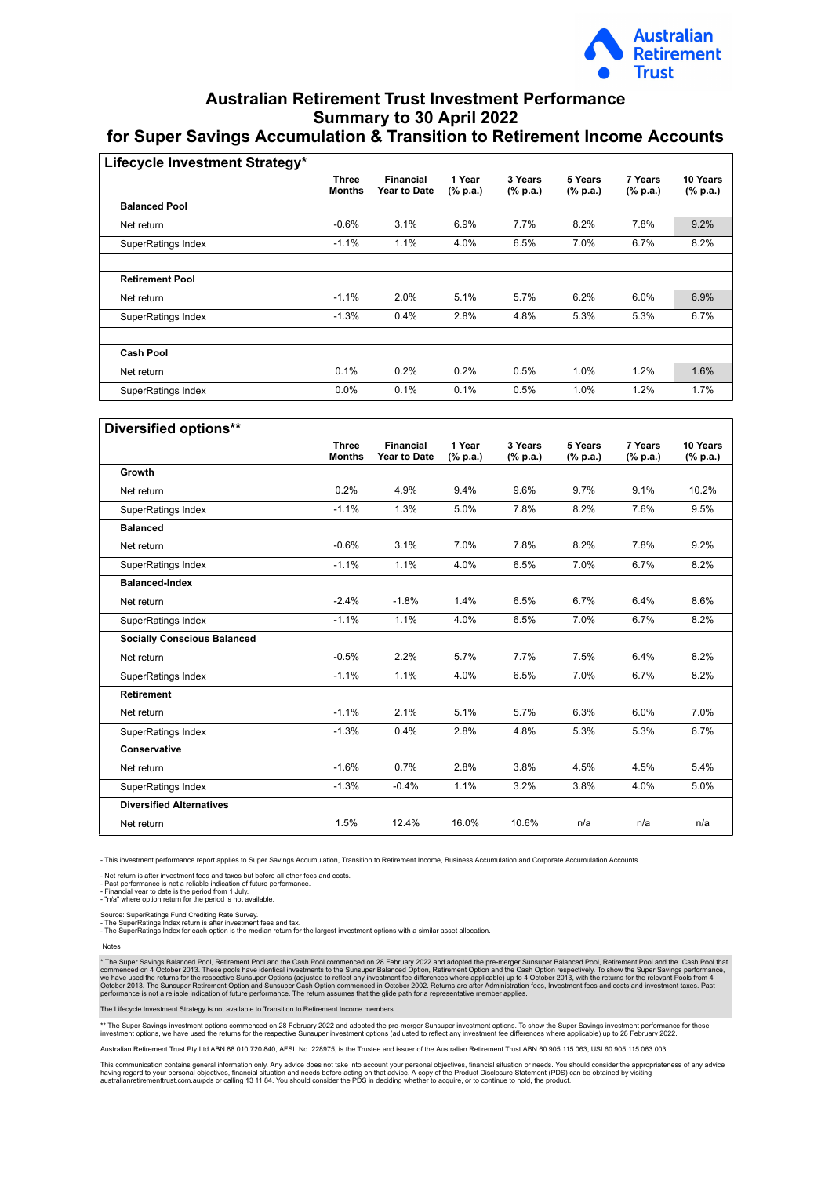Australian Retirement Trust

# Australian Retirement Trust Investment Performance Summary to 30 April 2022 for Super Savings Accumulation & Transition to Retirement Income Accounts

## Lifecycle Investment Strategy*

| | Three Months | Financial Year to Date | 1 Year (% p.a.) | 3 Years (% p.a.) | 5 Years (% p.a.) | 7 Years (% p.a.) | 10 Years (% p.a.) |
|---|---|---|---|---|---|---|---|
| **Balanced Pool** | | | | | | | |
| Net return | -0.6% | 3.1% | 6.9% | 7.7% | 8.2% | 7.8% | 9.2% |
| SuperRatings Index | -1.1% | 1.1% | 4.0% | 6.5% | 7.0% | 6.7% | 8.2% |
| **Retirement Pool** | | | | | | | |
| Net return | -1.1% | 2.0% | 5.1% | 5.7% | 6.2% | 6.0% | 6.9% |
| SuperRatings Index | -1.3% | 0.4% | 2.8% | 4.8% | 5.3% | 5.3% | 6.7% |
| **Cash Pool** | | | | | | | |
| Net return | 0.1% | 0.2% | 0.2% | 0.5% | 1.0% | 1.2% | 1.6% |
| SuperRatings Index | 0.0% | 0.1% | 0.1% | 0.5% | 1.0% | 1.2% | 1.7% |

## Diversified options**

| | Three Months | Financial Year to Date | 1 Year (% p.a.) | 3 Years (% p.a.) | 5 Years (% p.a.) | 7 Years (% p.a.) | 10 Years (% p.a.) |
|---|---|---|---|---|---|---|---|
| **Growth** | | | | | | | |
| Net return | 0.2% | 4.9% | 9.4% | 9.6% | 9.7% | 9.1% | 10.2% |
| SuperRatings Index | -1.1% | 1.3% | 5.0% | 7.8% | 8.2% | 7.6% | 9.5% |
| **Balanced** | | | | | | | |
| Net return | -0.6% | 3.1% | 7.0% | 7.8% | 8.2% | 7.8% | 9.2% |
| SuperRatings Index | -1.1% | 1.1% | 4.0% | 6.5% | 7.0% | 6.7% | 8.2% |
| **Balanced-Index** | | | | | | | |
| Net return | -2.4% | -1.8% | 1.4% | 6.5% | 6.7% | 6.4% | 8.6% |
| SuperRatings Index | -1.1% | 1.1% | 4.0% | 6.5% | 7.0% | 6.7% | 8.2% |
| **Socially Conscious Balanced** | | | | | | | |
| Net return | -0.5% | 2.2% | 5.7% | 7.7% | 7.5% | 6.4% | 8.2% |
| SuperRatings Index | -1.1% | 1.1% | 4.0% | 6.5% | 7.0% | 6.7% | 8.2% |
| **Retirement** | | | | | | | |
| Net return | -1.1% | 2.1% | 5.1% | 5.7% | 6.3% | 6.0% | 7.0% |
| SuperRatings Index | -1.3% | 0.4% | 2.8% | 4.8% | 5.3% | 5.3% | 6.7% |
| **Conservative** | | | | | | | |
| Net return | -1.6% | 0.7% | 2.8% | 3.8% | 4.5% | 4.5% | 5.4% |
| SuperRatings Index | -1.3% | -0.4% | 1.1% | 3.2% | 3.8% | 4.0% | 5.0% |
| **Diversified Alternatives** | | | | | | | |
| Net return | 1.5% | 12.4% | 16.0% | 10.6% | n/a | n/a | n/a |

- This investment performance report applies to Super Savings Accumulation, Transition to Retirement Income, Business Accumulation and Corporate Accumulation Accounts.

- Net return is after investment fees and taxes but before all other fees and costs.
- Past performance is not a reliable indication of future performance.
- Financial year to date is the period from 1 July.
- "n/a" where option return for the period is not available.

Source: SuperRatings Fund Crediting Rate Survey.
- The SuperRatings Index return is after investment fees and tax.
- The SuperRatings Index for each option is the median return for the largest investment options with a similar asset allocation.

Notes

* The Super Savings Balanced Pool, Retirement Pool and the Cash Pool commenced on 28 February 2022 and adopted the pre-merger Sunsuper Balanced Pool, Retirement Pool and the Cash Pool that commenced on 4 October 2013. These pools have identical investments to the Sunsuper Balanced Option, Retirement Option and the Cash Option respectively. To show the Super Savings performance, we have used the returns for the respective Sunsuper Options (adjusted to reflect any investment fee differences where applicable) up to 4 October 2013, with the returns for the relevant Pools from 4 October 2013. The Sunsuper Retirement Option and Sunsuper Cash Option commenced in October 2002. Returns are after Administration fees, Investment fees and costs and investment taxes. Past performance is not a reliable indication of future performance. The return assumes that the glide path for a representative member applies.

The Lifecycle Investment Strategy is not available to Transition to Retirement Income members.

** The Super Savings investment options commenced on 28 February 2022 and adopted the pre-merger Sunsuper investment options. To show the Super Savings investment performance for these investment options, we have used the returns for the respective Sunsuper investment options (adjusted to reflect any investment fee differences where applicable) up to 28 February 2022.

Australian Retirement Trust Pty Ltd ABN 88 010 720 840, AFSL No. 228975, is the Trustee and issuer of the Australian Retirement Trust ABN 60 905 115 063, USI 60 905 115 063 003.

This communication contains general information only. Any advice does not take into account your personal objectives, financial situation or needs. You should consider the appropriateness of any advice having regard to your personal objectives, financial situation and needs before acting on that advice. A copy of the Product Disclosure Statement (PDS) can be obtained by visiting australianretirementtrust.com.au/pds or calling 13 11 84. You should consider the PDS in deciding whether to acquire, or to continue to hold, the product.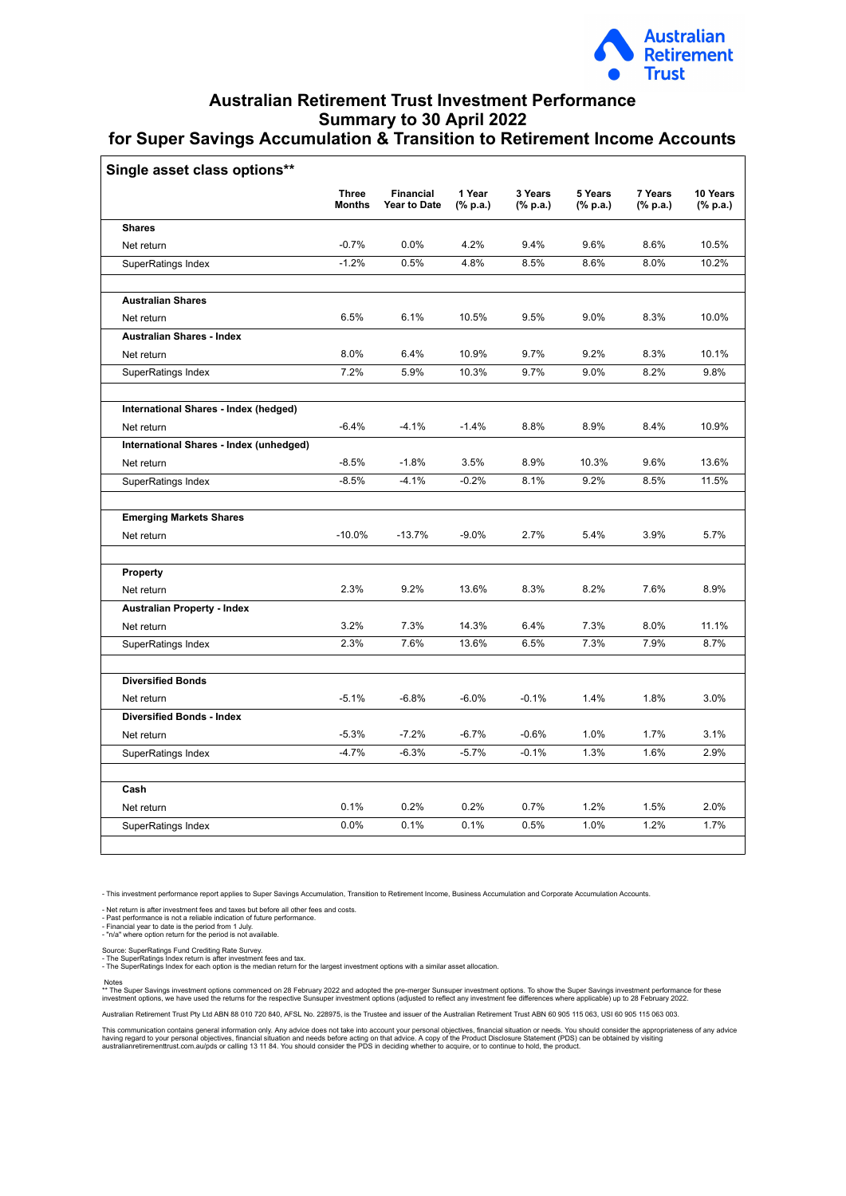# Australian Retirement Trust Investment Performance Summary to 30 April 2022 for Super Savings Accumulation & Transition to Retirement Income Accounts

## Single asset class options**

| | Three Months | Financial Year to Date | 1 Year (% p.a.) | 3 Years (% p.a.) | 5 Years (% p.a.) | 7 Years (% p.a.) | 10 Years (% p.a.) |
|---|---|---|---|---|---|---|---|
| **Shares** | | | | | | | |
| Net return | -0.7% | 0.0% | 4.2% | 9.4% | 9.6% | 8.6% | 10.5% |
| SuperRatings Index | -1.2% | 0.5% | 4.8% | 8.5% | 8.6% | 8.0% | 10.2% |
| **Australian Shares** | | | | | | | |
| Net return | 6.5% | 6.1% | 10.5% | 9.5% | 9.0% | 8.3% | 10.0% |
| **Australian Shares - Index** | | | | | | | |
| Net return | 8.0% | 6.4% | 10.9% | 9.7% | 9.2% | 8.3% | 10.1% |
| SuperRatings Index | 7.2% | 5.9% | 10.3% | 9.7% | 9.0% | 8.2% | 9.8% |
| **International Shares - Index (hedged)** | | | | | | | |
| Net return | -6.4% | -4.1% | -1.4% | 8.8% | 8.9% | 8.4% | 10.9% |
| **International Shares - Index (unhedged)** | | | | | | | |
| Net return | -8.5% | -1.8% | 3.5% | 8.9% | 10.3% | 9.6% | 13.6% |
| SuperRatings Index | -8.5% | -4.1% | -0.2% | 8.1% | 9.2% | 8.5% | 11.5% |
| **Emerging Markets Shares** | | | | | | | |
| Net return | -10.0% | -13.7% | -9.0% | 2.7% | 5.4% | 3.9% | 5.7% |
| **Property** | | | | | | | |
| Net return | 2.3% | 9.2% | 13.6% | 8.3% | 8.2% | 7.6% | 8.9% |
| **Australian Property - Index** | | | | | | | |
| Net return | 3.2% | 7.3% | 14.3% | 6.4% | 7.3% | 8.0% | 11.1% |
| SuperRatings Index | 2.3% | 7.6% | 13.6% | 6.5% | 7.3% | 7.9% | 8.7% |
| **Diversified Bonds** | | | | | | | |
| Net return | -5.1% | -6.8% | -6.0% | -0.1% | 1.4% | 1.8% | 3.0% |
| **Diversified Bonds - Index** | | | | | | | |
| Net return | -5.3% | -7.2% | -6.7% | -0.6% | 1.0% | 1.7% | 3.1% |
| SuperRatings Index | -4.7% | -6.3% | -5.7% | -0.1% | 1.3% | 1.6% | 2.9% |
| **Cash** | | | | | | | |
| Net return | 0.1% | 0.2% | 0.2% | 0.7% | 1.2% | 1.5% | 2.0% |
| SuperRatings Index | 0.0% | 0.1% | 0.1% | 0.5% | 1.0% | 1.2% | 1.7% |

- This investment performance report applies to Super Savings Accumulation, Transition to Retirement Income, Business Accumulation and Corporate Accumulation Accounts.

- Net return is after investment fees and taxes but before all other fees and costs.
- Past performance is not a reliable indication of future performance.
- Financial year to date is the period from 1 July.
- "n/a" where option return for the period is not available.

Source: SuperRatings Fund Crediting Rate Survey.
- The SuperRatings Index return is after investment fees and tax.
- The SuperRatings Index for each option is the median return for the largest investment options with a similar asset allocation.

Notes
** The Super Savings investment options commenced on 28 February 2022 and adopted the pre-merger Sunsuper investment options. To show the Super Savings investment performance for these investment options, we have used the returns for the respective Sunsuper investment options (adjusted to reflect any investment fee differences where applicable) up to 28 February 2022.

Australian Retirement Trust Pty Ltd ABN 88 010 720 840, AFSL No. 228975, is the Trustee and issuer of the Australian Retirement Trust ABN 60 905 115 063, USI 60 905 115 063 003.

This communication contains general information only. Any advice does not take into account your personal objectives, financial situation or needs. You should consider the appropriateness of any advice having regard to your personal objectives, financial situation and needs before acting on that advice. A copy of the Product Disclosure Statement (PDS) can be obtained by visiting australianretirementtrust.com.au/pds or calling 13 11 84. You should consider the PDS in deciding whether to acquire, or to continue to hold, the product.